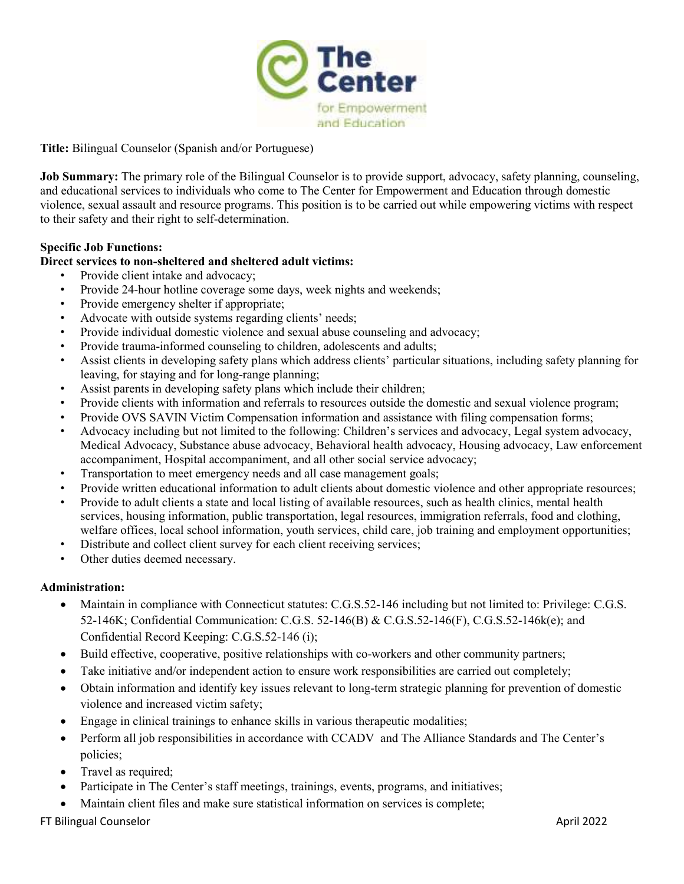**Title:** Bilingual Counselor (Spanish and/or Portuguese)

**Job Summary:** The primary role of the Bilingual Counselor is to provide support, advocacy, safety planning, counseling, and educational services to individuals who come to The Center for Empowerment and Education through domestic violence, sexual assault and resource programs. This position is to be carried out while empowering victims with respect to their safety and their right to self-determination.

**Specific Job Functions:**

**Direct services to non-sheltered and sheltered adult victims:**

- Provide client intake and advocacy;
- Provide 24-hour hotline coverage some days, week nights and weekends;
- Provide emergency shelter if appropriate;
- Advocate with outside systems regarding clients' needs;
- Provide individual domestic violence and sexual abuse counseling and advocacy;
- Provide trauma-informed counseling to children, adolescents and adults;
- Assist clients in developing safety plans which address clients' particular situations, including safety planning for leaving, for staying and for long-range planning;
- Assist parents in developing safety plans which include their children;
- Provide clients with information and referrals to resources outside the domestic and sexual violence program;
- Provide OVS SAVIN Victim Compensation information and assistance with filing compensation forms;
- Advocacy including but not limited to the following: Children's services and advocacy, Legal system advocacy, Medical Advocacy, Substance abuse advocacy, Behavioral health advocacy, Housing advocacy, Law enforcement accompaniment, Hospital accompaniment, and all other social service advocacy;
- Transportation to meet emergency needs and all case management goals;
- Provide written educational information to adult clients about domestic violence and other appropriate resources;
- Provide to adult clients a state and local listing of available resources, such as health clinics, mental health services, housing information, public transportation, legal resources, immigration referrals, food and clothing, welfare offices, local school information, youth services, child care, job training and employment opportunities;
- Distribute and collect client survey for each client receiving services;
- Other duties deemed necessary.

**Administration:**

- Maintain in compliance with Connecticut statutes: C.G.S.52-146 including but not limited to: Privilege: C.G.S. 52-146K; Confidential Communication: C.G.S. 52-146(B) & C.G.S.52-146(F), C.G.S.52-146k(e); and Confidential Record Keeping: C.G.S.52-146 (i);
- Build effective, cooperative, positive relationships with co-workers and other community partners;
- Take initiative and/or independent action to ensure work responsibilities are carried out completely;
- Obtain information and identify key issues relevant to long-term strategic planning for prevention of domestic violence and increased victim safety;
- Engage in clinical trainings to enhance skills in various therapeutic modalities;
- Perform all job responsibilities in accordance with CCADV and The Alliance Standards and The Center's policies;
- Travel as required;
- Participate in The Center's staff meetings, trainings, events, programs, and initiatives;
- Maintain client files and make sure statistical information on services is complete;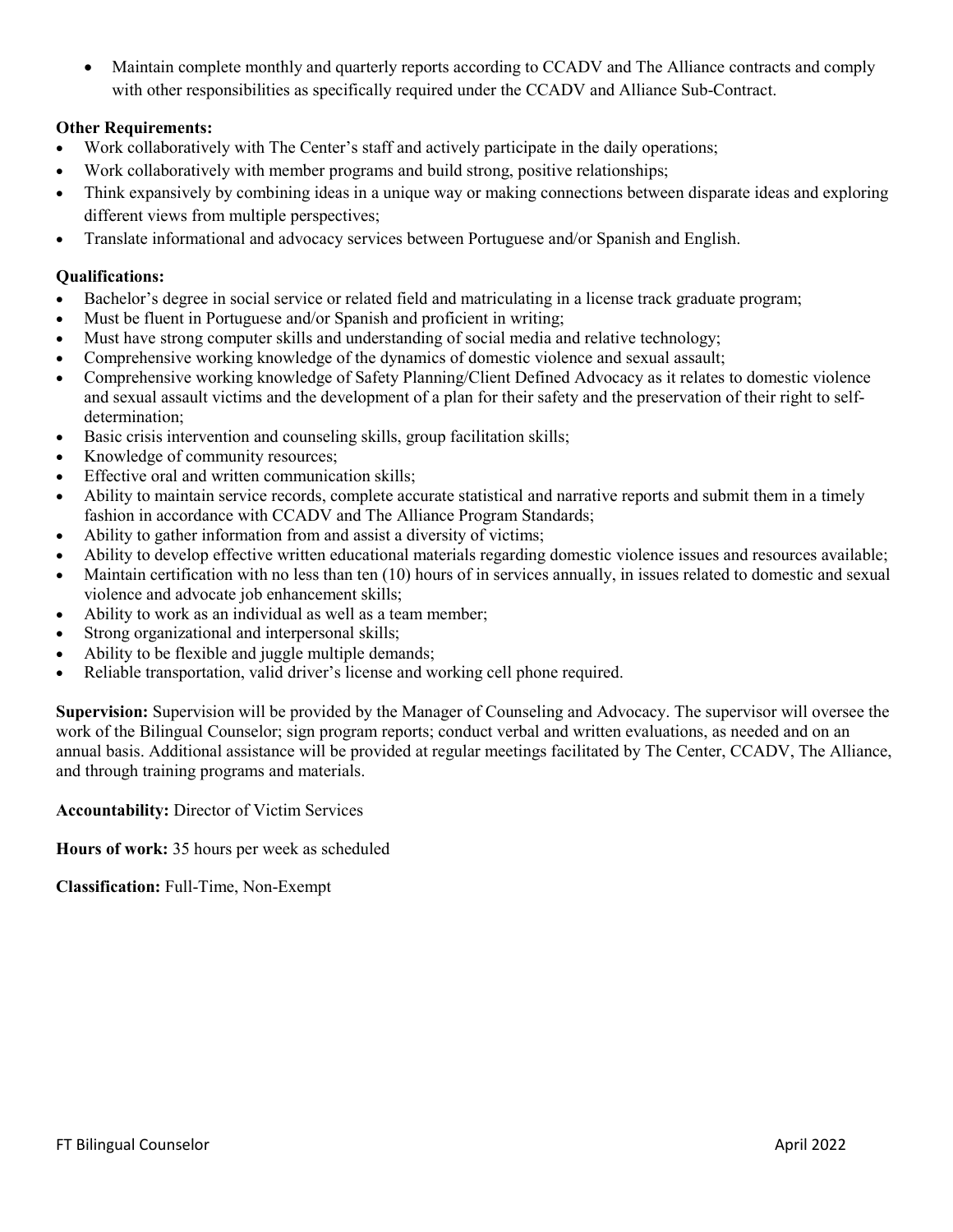- Maintain complete monthly and quarterly reports according to CCADV and The Alliance contracts and comply with other responsibilities as specifically required under the CCADV and Alliance Sub-Contract.

**Other Requirements:**

- Work collaboratively with The Center's staff and actively participate in the daily operations;
- Work collaboratively with member programs and build strong, positive relationships;
- Think expansively by combining ideas in a unique way or making connections between disparate ideas and exploring different views from multiple perspectives;
- Translate informational and advocacy services between Portuguese and/or Spanish and English.

**Qualifications:**

- Bachelor's degree in social service or related field and matriculating in a license track graduate program;
- Must be fluent in Portuguese and/or Spanish and proficient in writing;
- Must have strong computer skills and understanding of social media and relative technology;
- Comprehensive working knowledge of the dynamics of domestic violence and sexual assault;
- Comprehensive working knowledge of Safety Planning/Client Defined Advocacy as it relates to domestic violence and sexual assault victims and the development of a plan for their safety and the preservation of their right to self-determination;
- Basic crisis intervention and counseling skills, group facilitation skills;
- Knowledge of community resources;
- Effective oral and written communication skills;
- Ability to maintain service records, complete accurate statistical and narrative reports and submit them in a timely fashion in accordance with CCADV and The Alliance Program Standards;
- Ability to gather information from and assist a diversity of victims;
- Ability to develop effective written educational materials regarding domestic violence issues and resources available;
- Maintain certification with no less than ten (10) hours of in services annually, in issues related to domestic and sexual violence and advocate job enhancement skills;
- Ability to work as an individual as well as a team member;
- Strong organizational and interpersonal skills;
- Ability to be flexible and juggle multiple demands;
- Reliable transportation, valid driver's license and working cell phone required.

**Supervision:** Supervision will be provided by the Manager of Counseling and Advocacy. The supervisor will oversee the work of the Bilingual Counselor; sign program reports; conduct verbal and written evaluations, as needed and on an annual basis. Additional assistance will be provided at regular meetings facilitated by The Center, CCADV, The Alliance, and through training programs and materials.

**Accountability:** Director of Victim Services

**Hours of work:** 35 hours per week as scheduled

**Classification:** Full-Time, Non-Exempt